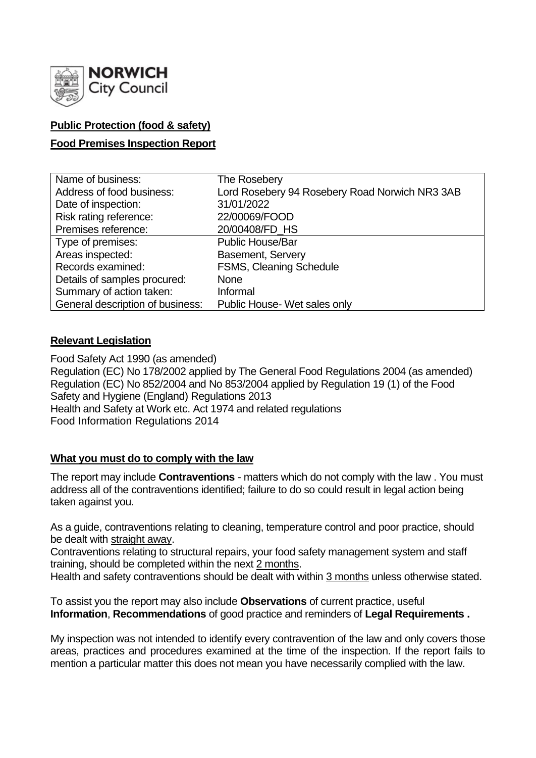**NORWICH City Council**

**Public Protection (food & safety)**

**Food Premises Inspection Report**

| Name of business: | The Rosebery |
|---|---|
| Address of food business: | Lord Rosebery 94 Rosebery Road Norwich NR3 3AB |
| Date of inspection: | 31/01/2022 |
| Risk rating reference: | 22/00069/FOOD |
| Premises reference: | 20/00408/FD_HS |
| Type of premises: | Public House/Bar |
| Areas inspected: | Basement, Servery |
| Records examined: | FSMS, Cleaning Schedule |
| Details of samples procured: | None |
| Summary of action taken: | Informal |
| General description of business: | Public House- Wet sales only |

**Relevant Legislation**

Food Safety Act 1990 (as amended)
Regulation (EC) No 178/2002 applied by The General Food Regulations 2004 (as amended)
Regulation (EC) No 852/2004 and No 853/2004 applied by Regulation 19 (1) of the Food Safety and Hygiene (England) Regulations 2013
Health and Safety at Work etc. Act 1974 and related regulations
Food Information Regulations 2014

**What you must do to comply with the law**

The report may include **Contraventions** - matters which do not comply with the law . You must address all of the contraventions identified; failure to do so could result in legal action being taken against you.

As a guide, contraventions relating to cleaning, temperature control and poor practice, should be dealt with straight away.
Contraventions relating to structural repairs, your food safety management system and staff training, should be completed within the next 2 months.
Health and safety contraventions should be dealt with within 3 months unless otherwise stated.

To assist you the report may also include **Observations** of current practice, useful **Information**, **Recommendations** of good practice and reminders of **Legal Requirements .**

My inspection was not intended to identify every contravention of the law and only covers those areas, practices and procedures examined at the time of the inspection. If the report fails to mention a particular matter this does not mean you have necessarily complied with the law.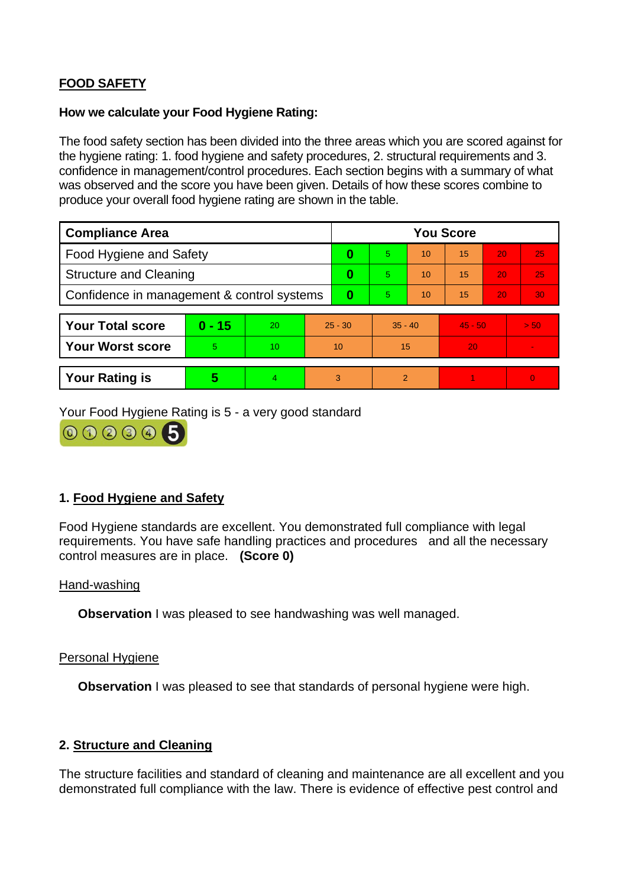## FOOD SAFETY

**How we calculate your Food Hygiene Rating:**

The food safety section has been divided into the three areas which you are scored against for the hygiene rating: 1. food hygiene and safety procedures, 2. structural requirements and 3. confidence in management/control procedures. Each section begins with a summary of what was observed and the score you have been given. Details of how these scores combine to produce your overall food hygiene rating are shown in the table.

| Compliance Area | You Score | | | | | |
|---|---|---|---|---|---|---|
| Food Hygiene and Safety | **0** | 5 | 10 | 15 | 20 | 25 |
| Structure and Cleaning | **0** | 5 | 10 | 15 | 20 | 25 |
| Confidence in management & control systems | **0** | 5 | 10 | 15 | 20 | 30 |

| | | | | | | |
|---|---|---|---|---|---|---|
| **Your Total score** | **0 - 15** | 20 | 25 - 30 | 35 - 40 | 45 - 50 | > 50 |
| **Your Worst score** | 5 | 10 | 10 | 15 | 20 | - |

| | | | | | | |
|---|---|---|---|---|---|---|
| **Your Rating is** | **5** | 4 | 3 | 2 | 1 | 0 |

Your Food Hygiene Rating is 5 - a very good standard

### 1. Food Hygiene and Safety

Food Hygiene standards are excellent. You demonstrated full compliance with legal requirements. You have safe handling practices and procedures and all the necessary control measures are in place. **(Score 0)**

Hand-washing

**Observation** I was pleased to see handwashing was well managed.

Personal Hygiene

**Observation** I was pleased to see that standards of personal hygiene were high.

### 2. Structure and Cleaning

The structure facilities and standard of cleaning and maintenance are all excellent and you demonstrated full compliance with the law. There is evidence of effective pest control and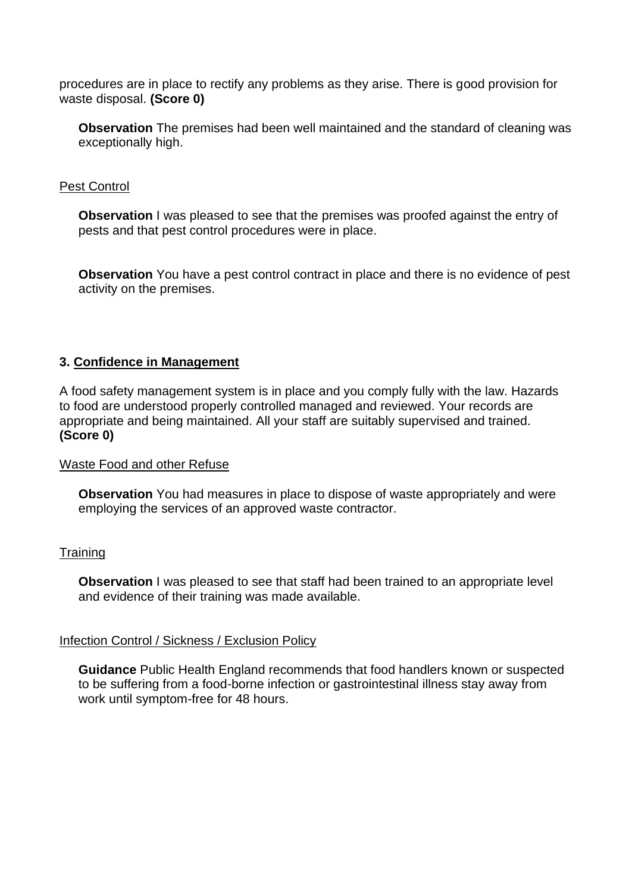procedures are in place to rectify any problems as they arise. There is good provision for waste disposal. **(Score 0)**

**Observation** The premises had been well maintained and the standard of cleaning was exceptionally high.

Pest Control

**Observation** I was pleased to see that the premises was proofed against the entry of pests and that pest control procedures were in place.

**Observation** You have a pest control contract in place and there is no evidence of pest activity on the premises.

### 3. Confidence in Management

A food safety management system is in place and you comply fully with the law. Hazards to food are understood properly controlled managed and reviewed. Your records are appropriate and being maintained. All your staff are suitably supervised and trained. **(Score 0)**

Waste Food and other Refuse

**Observation** You had measures in place to dispose of waste appropriately and were employing the services of an approved waste contractor.

Training

**Observation** I was pleased to see that staff had been trained to an appropriate level and evidence of their training was made available.

Infection Control / Sickness / Exclusion Policy

**Guidance** Public Health England recommends that food handlers known or suspected to be suffering from a food-borne infection or gastrointestinal illness stay away from work until symptom-free for 48 hours.